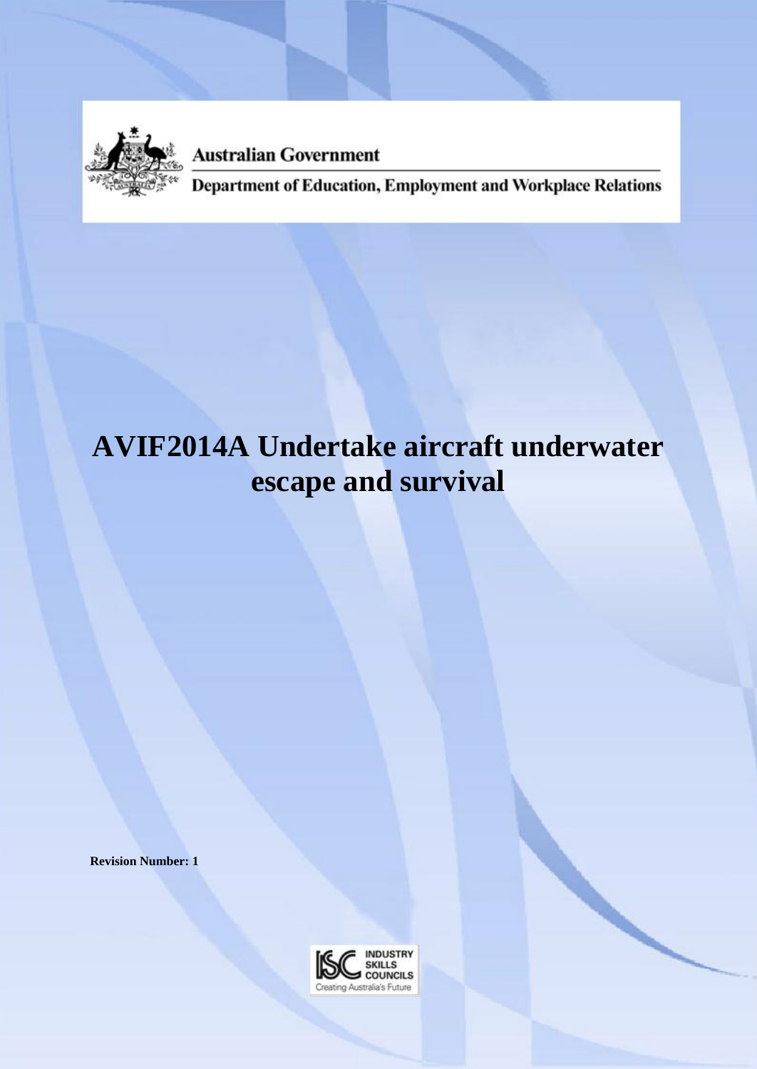Australian Government

Department of Education, Employment and Workplace Relations

# AVIF2014A Undertake aircraft underwater escape and survival

**Revision Number: 1**

INDUSTRY SKILLS COUNCILS

Creating Australia's Future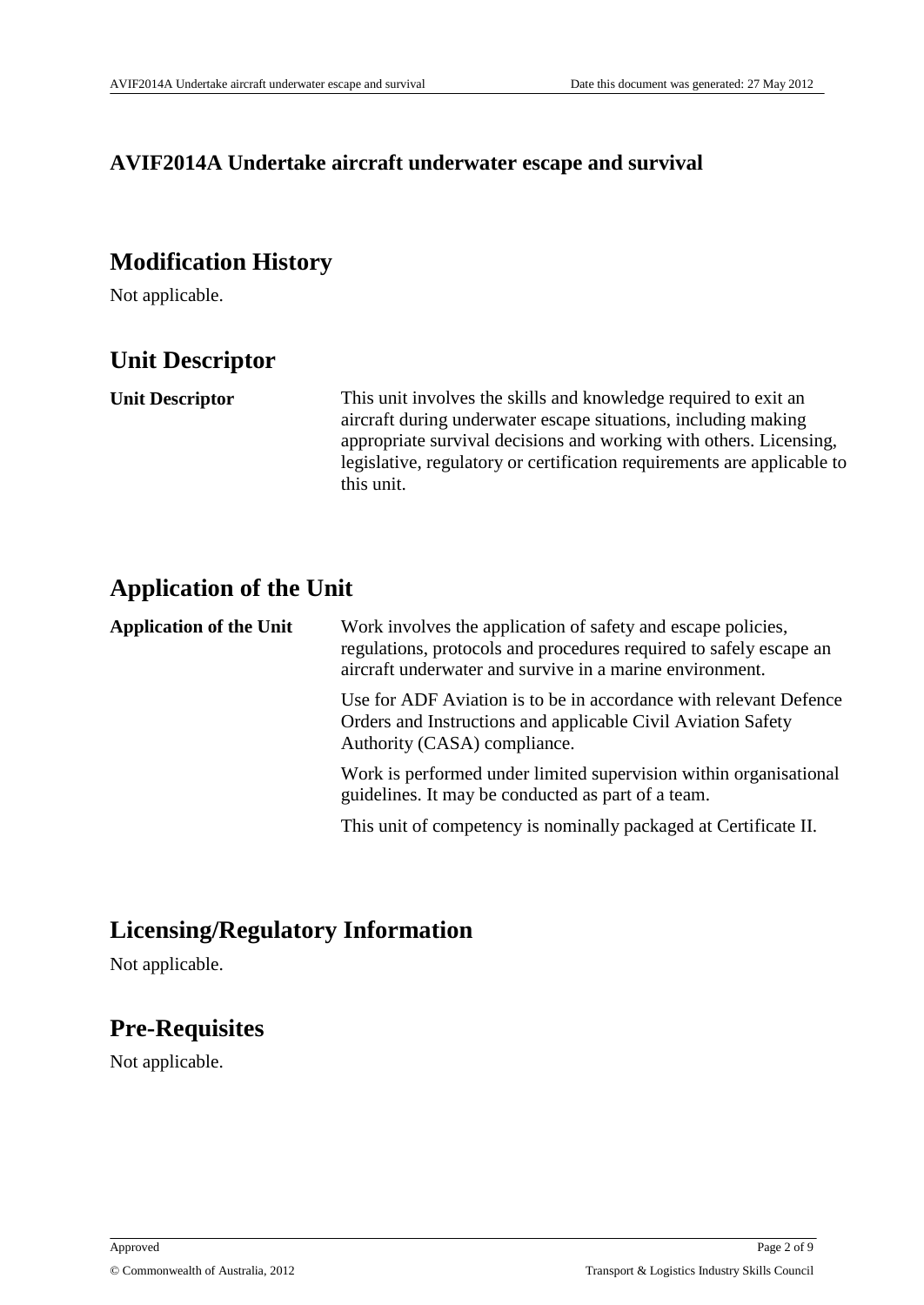# AVIF2014A Undertake aircraft underwater escape and survival

## Modification History

Not applicable.

## Unit Descriptor

| | |
|---|---|
| **Unit Descriptor** | This unit involves the skills and knowledge required to exit an aircraft during underwater escape situations, including making appropriate survival decisions and working with others. Licensing, legislative, regulatory or certification requirements are applicable to this unit. |

## Application of the Unit

| | |
|---|---|
| **Application of the Unit** | Work involves the application of safety and escape policies, regulations, protocols and procedures required to safely escape an aircraft underwater and survive in a marine environment.<br><br>Use for ADF Aviation is to be in accordance with relevant Defence Orders and Instructions and applicable Civil Aviation Safety Authority (CASA) compliance.<br><br>Work is performed under limited supervision within organisational guidelines. It may be conducted as part of a team.<br><br>This unit of competency is nominally packaged at Certificate II. |

## Licensing/Regulatory Information

Not applicable.

## Pre-Requisites

Not applicable.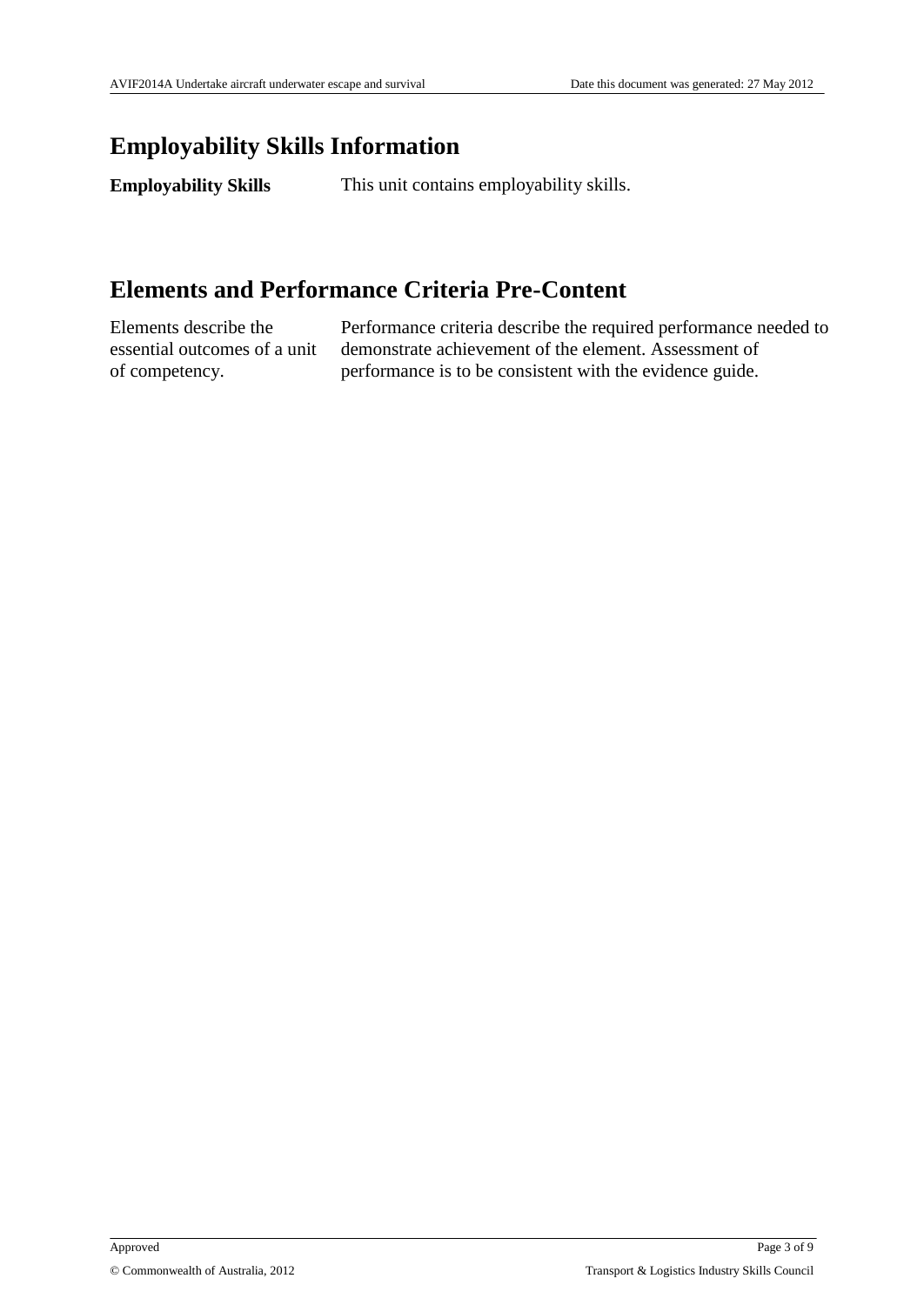## Employability Skills Information

| | |
|---|---|
| **Employability Skills** | This unit contains employability skills. |

## Elements and Performance Criteria Pre-Content

| | |
|---|---|
| Elements describe the essential outcomes of a unit of competency. | Performance criteria describe the required performance needed to demonstrate achievement of the element. Assessment of performance is to be consistent with the evidence guide. |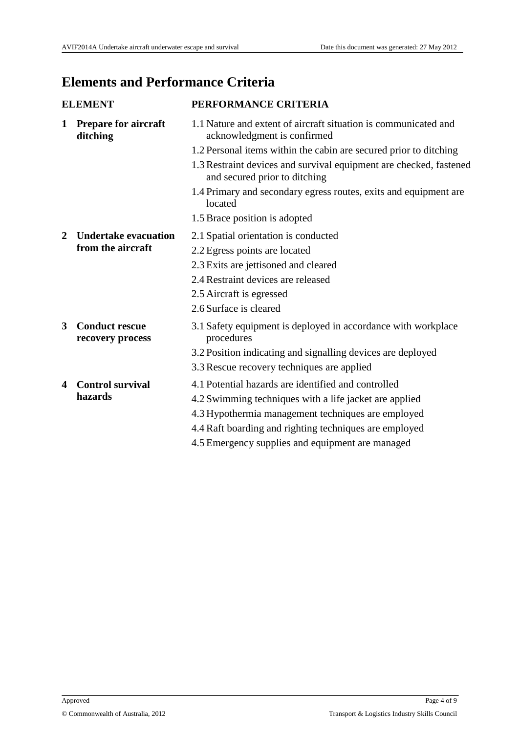# Elements and Performance Criteria

| ELEMENT | PERFORMANCE CRITERIA |
|---|---|
| **1 Prepare for aircraft ditching** | 1.1 Nature and extent of aircraft situation is communicated and acknowledgment is confirmed<br>1.2 Personal items within the cabin are secured prior to ditching<br>1.3 Restraint devices and survival equipment are checked, fastened and secured prior to ditching<br>1.4 Primary and secondary egress routes, exits and equipment are located<br>1.5 Brace position is adopted |
| **2 Undertake evacuation from the aircraft** | 2.1 Spatial orientation is conducted<br>2.2 Egress points are located<br>2.3 Exits are jettisoned and cleared<br>2.4 Restraint devices are released<br>2.5 Aircraft is egressed<br>2.6 Surface is cleared |
| **3 Conduct rescue recovery process** | 3.1 Safety equipment is deployed in accordance with workplace procedures<br>3.2 Position indicating and signalling devices are deployed<br>3.3 Rescue recovery techniques are applied |
| **4 Control survival hazards** | 4.1 Potential hazards are identified and controlled<br>4.2 Swimming techniques with a life jacket are applied<br>4.3 Hypothermia management techniques are employed<br>4.4 Raft boarding and righting techniques are employed<br>4.5 Emergency supplies and equipment are managed |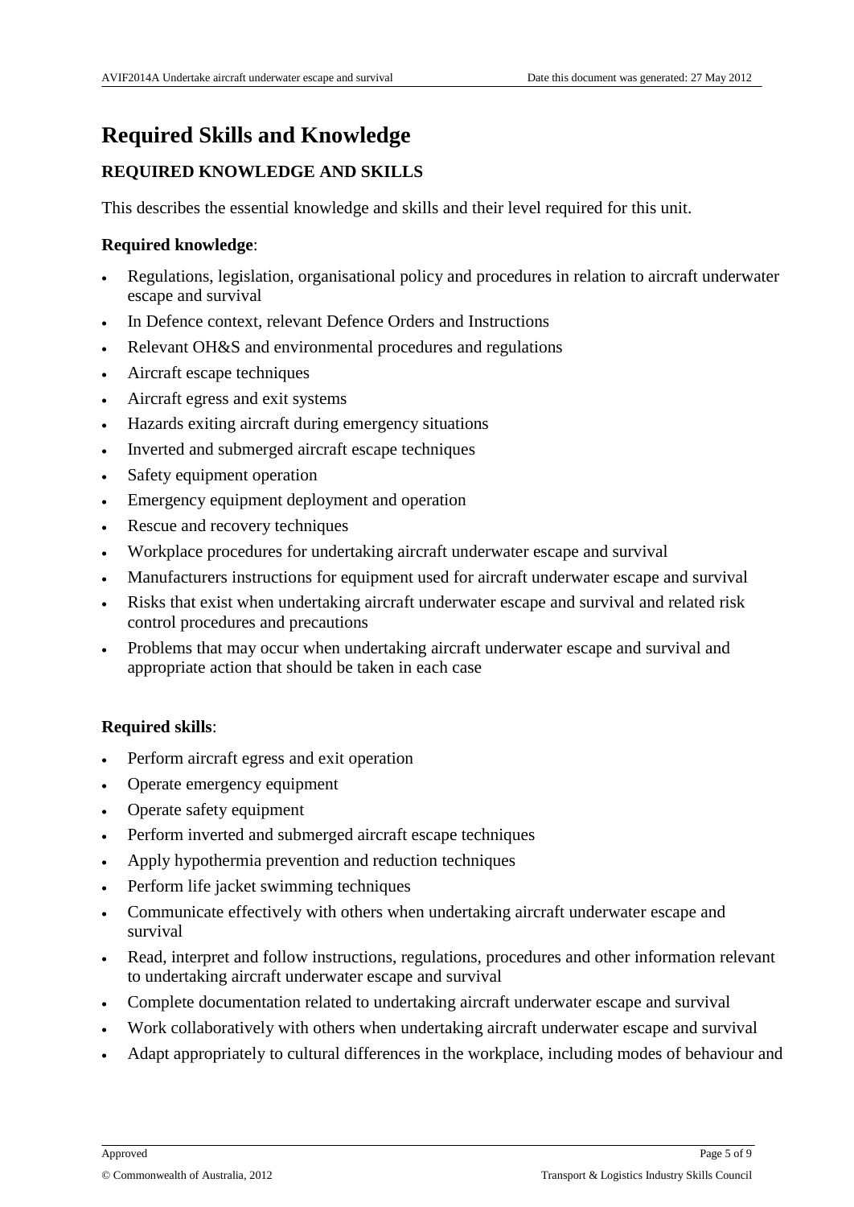# Required Skills and Knowledge

## REQUIRED KNOWLEDGE AND SKILLS

This describes the essential knowledge and skills and their level required for this unit.

**Required knowledge**:

- Regulations, legislation, organisational policy and procedures in relation to aircraft underwater escape and survival
- In Defence context, relevant Defence Orders and Instructions
- Relevant OH&S and environmental procedures and regulations
- Aircraft escape techniques
- Aircraft egress and exit systems
- Hazards exiting aircraft during emergency situations
- Inverted and submerged aircraft escape techniques
- Safety equipment operation
- Emergency equipment deployment and operation
- Rescue and recovery techniques
- Workplace procedures for undertaking aircraft underwater escape and survival
- Manufacturers instructions for equipment used for aircraft underwater escape and survival
- Risks that exist when undertaking aircraft underwater escape and survival and related risk control procedures and precautions
- Problems that may occur when undertaking aircraft underwater escape and survival and appropriate action that should be taken in each case

**Required skills**:

- Perform aircraft egress and exit operation
- Operate emergency equipment
- Operate safety equipment
- Perform inverted and submerged aircraft escape techniques
- Apply hypothermia prevention and reduction techniques
- Perform life jacket swimming techniques
- Communicate effectively with others when undertaking aircraft underwater escape and survival
- Read, interpret and follow instructions, regulations, procedures and other information relevant to undertaking aircraft underwater escape and survival
- Complete documentation related to undertaking aircraft underwater escape and survival
- Work collaboratively with others when undertaking aircraft underwater escape and survival
- Adapt appropriately to cultural differences in the workplace, including modes of behaviour and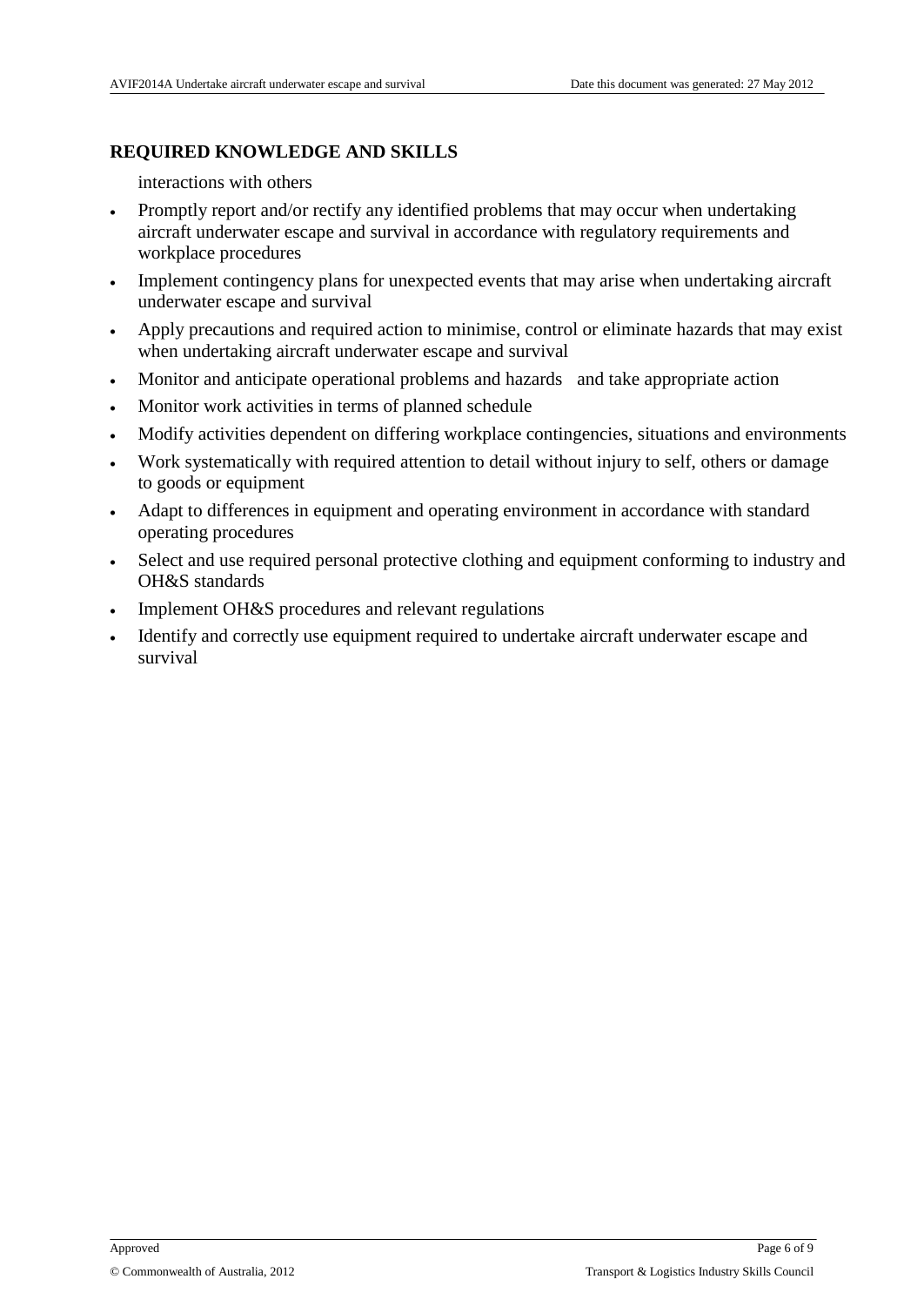## REQUIRED KNOWLEDGE AND SKILLS

interactions with others

- Promptly report and/or rectify any identified problems that may occur when undertaking aircraft underwater escape and survival in accordance with regulatory requirements and workplace procedures
- Implement contingency plans for unexpected events that may arise when undertaking aircraft underwater escape and survival
- Apply precautions and required action to minimise, control or eliminate hazards that may exist when undertaking aircraft underwater escape and survival
- Monitor and anticipate operational problems and hazards and take appropriate action
- Monitor work activities in terms of planned schedule
- Modify activities dependent on differing workplace contingencies, situations and environments
- Work systematically with required attention to detail without injury to self, others or damage to goods or equipment
- Adapt to differences in equipment and operating environment in accordance with standard operating procedures
- Select and use required personal protective clothing and equipment conforming to industry and OH&S standards
- Implement OH&S procedures and relevant regulations
- Identify and correctly use equipment required to undertake aircraft underwater escape and survival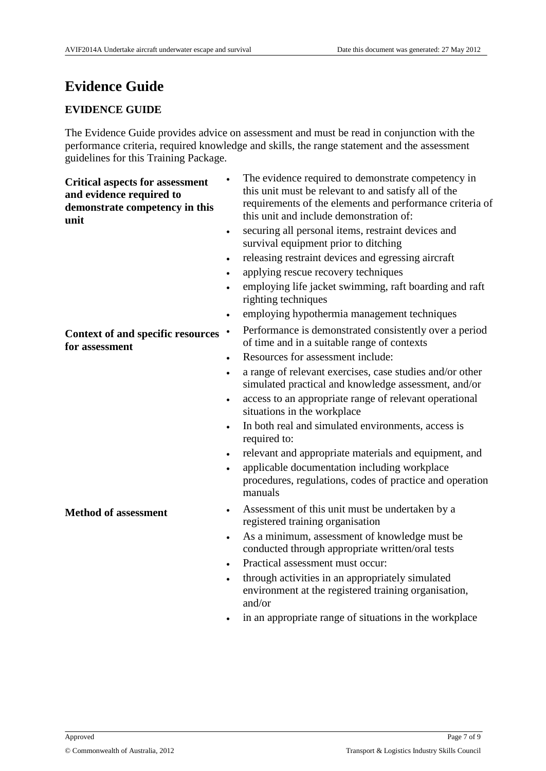# Evidence Guide

**EVIDENCE GUIDE**

The Evidence Guide provides advice on assessment and must be read in conjunction with the performance criteria, required knowledge and skills, the range statement and the assessment guidelines for this Training Package.

| | |
|---|---|
| **Critical aspects for assessment and evidence required to demonstrate competency in this unit** | • The evidence required to demonstrate competency in this unit must be relevant to and satisfy all of the requirements of the elements and performance criteria of this unit and include demonstration of:<br>• securing all personal items, restraint devices and survival equipment prior to ditching<br>• releasing restraint devices and egressing aircraft<br>• applying rescue recovery techniques<br>• employing life jacket swimming, raft boarding and raft righting techniques<br>• employing hypothermia management techniques |
| **Context of and specific resources for assessment** | • Performance is demonstrated consistently over a period of time and in a suitable range of contexts<br>• Resources for assessment include:<br>• a range of relevant exercises, case studies and/or other simulated practical and knowledge assessment, and/or<br>• access to an appropriate range of relevant operational situations in the workplace<br>• In both real and simulated environments, access is required to:<br>• relevant and appropriate materials and equipment, and<br>• applicable documentation including workplace procedures, regulations, codes of practice and operation manuals |
| **Method of assessment** | • Assessment of this unit must be undertaken by a registered training organisation<br>• As a minimum, assessment of knowledge must be conducted through appropriate written/oral tests<br>• Practical assessment must occur:<br>• through activities in an appropriately simulated environment at the registered training organisation, and/or<br>• in an appropriate range of situations in the workplace |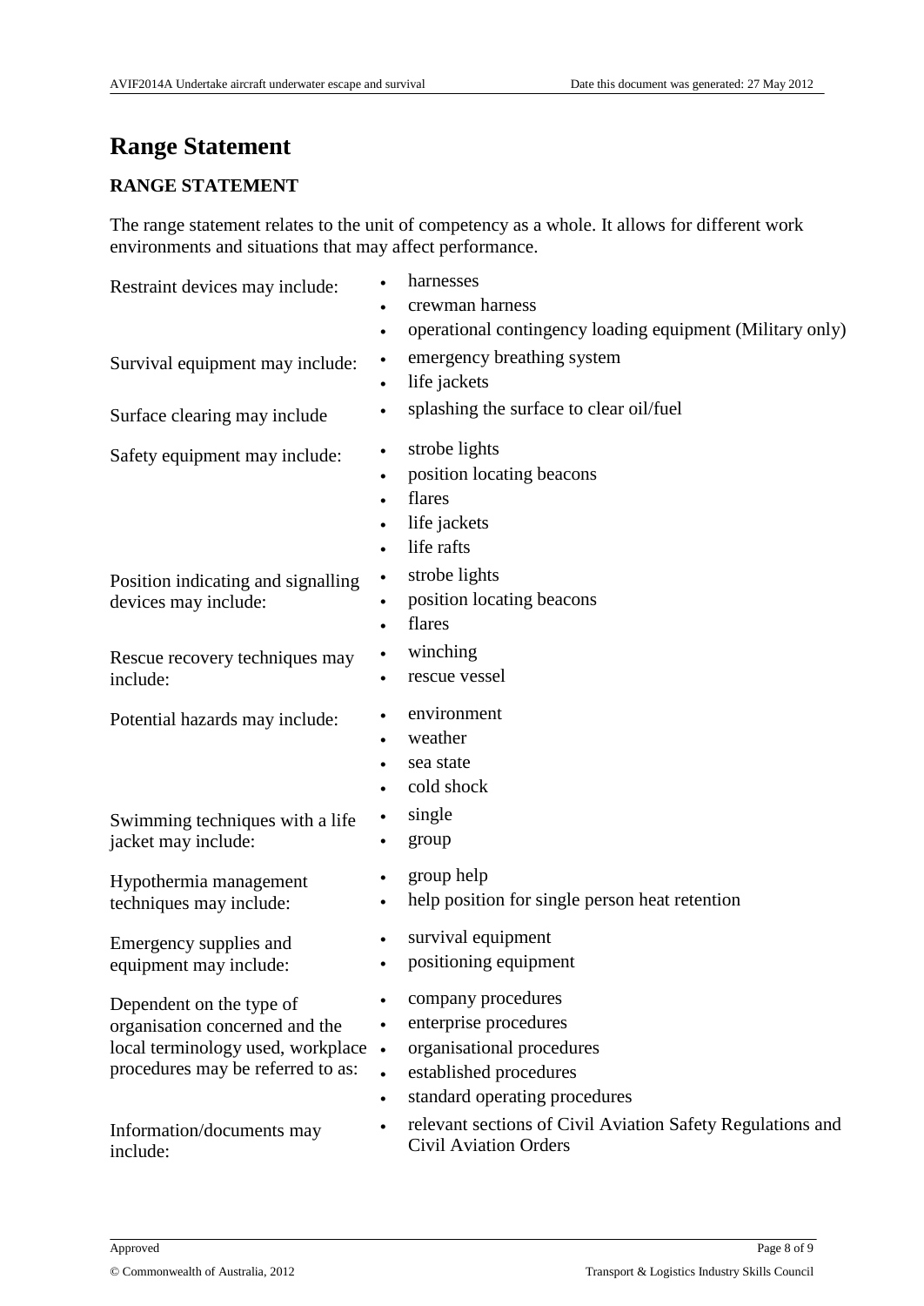# Range Statement

## RANGE STATEMENT

The range statement relates to the unit of competency as a whole. It allows for different work environments and situations that may affect performance.

| | |
|---|---|
| Restraint devices may include: | - harnesses<br>- crewman harness<br>- operational contingency loading equipment (Military only) |
| Survival equipment may include: | - emergency breathing system<br>- life jackets |
| Surface clearing may include | - splashing the surface to clear oil/fuel |
| Safety equipment may include: | - strobe lights<br>- position locating beacons<br>- flares<br>- life jackets<br>- life rafts |
| Position indicating and signalling devices may include: | - strobe lights<br>- position locating beacons<br>- flares |
| Rescue recovery techniques may include: | - winching<br>- rescue vessel |
| Potential hazards may include: | - environment<br>- weather<br>- sea state<br>- cold shock |
| Swimming techniques with a life jacket may include: | - single<br>- group |
| Hypothermia management techniques may include: | - group help<br>- help position for single person heat retention |
| Emergency supplies and equipment may include: | - survival equipment<br>- positioning equipment |
| Dependent on the type of organisation concerned and the local terminology used, workplace procedures may be referred to as: | - company procedures<br>- enterprise procedures<br>- organisational procedures<br>- established procedures<br>- standard operating procedures |
| Information/documents may include: | - relevant sections of Civil Aviation Safety Regulations and Civil Aviation Orders |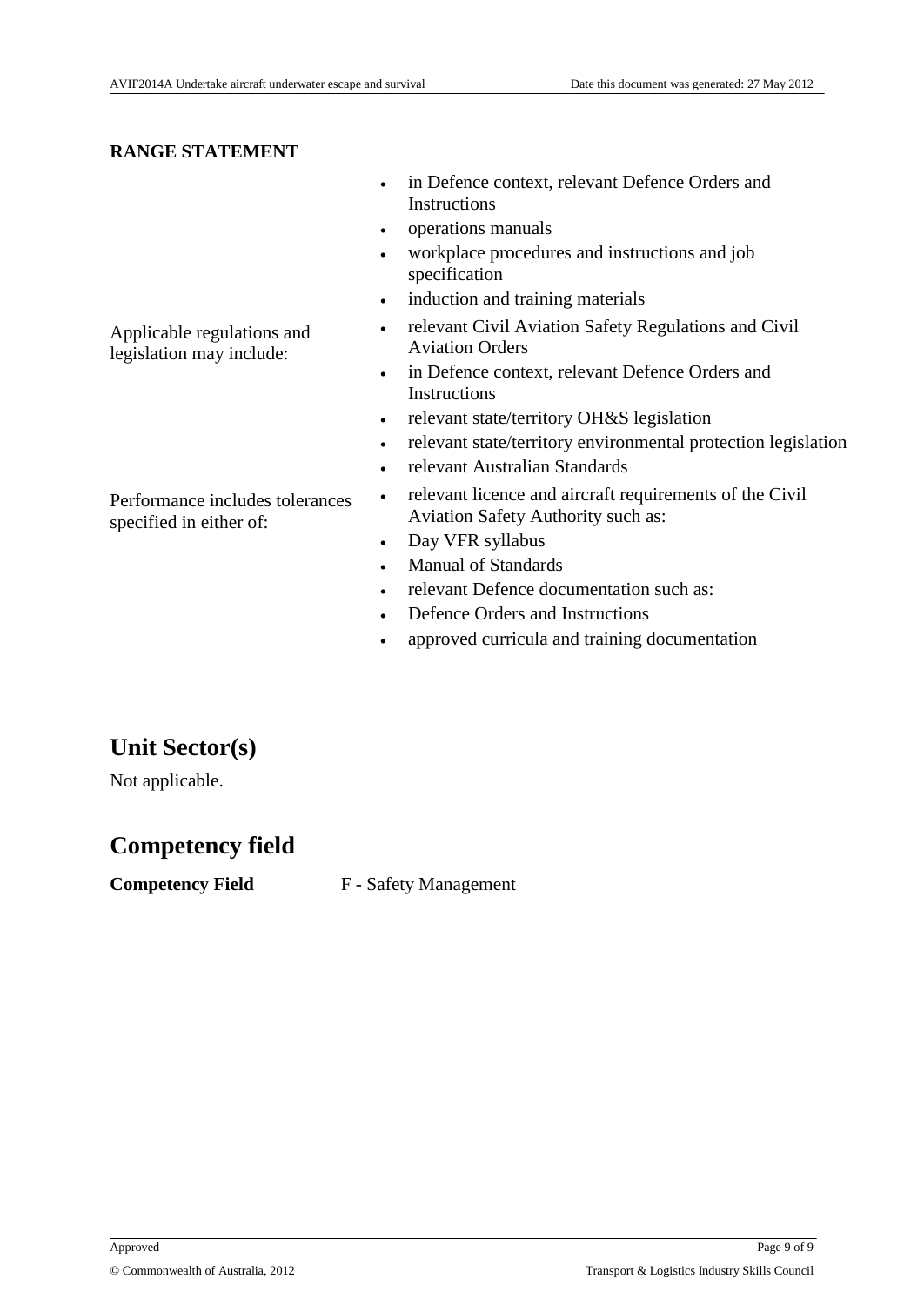**RANGE STATEMENT**

| | |
|---|---|
| | • in Defence context, relevant Defence Orders and Instructions<br>• operations manuals<br>• workplace procedures and instructions and job specification<br>• induction and training materials |
| Applicable regulations and legislation may include: | • relevant Civil Aviation Safety Regulations and Civil Aviation Orders<br>• in Defence context, relevant Defence Orders and Instructions<br>• relevant state/territory OH&S legislation<br>• relevant state/territory environmental protection legislation<br>• relevant Australian Standards |
| Performance includes tolerances specified in either of: | • relevant licence and aircraft requirements of the Civil Aviation Safety Authority such as:<br>• Day VFR syllabus<br>• Manual of Standards<br>• relevant Defence documentation such as:<br>• Defence Orders and Instructions<br>• approved curricula and training documentation |

# Unit Sector(s)

Not applicable.

# Competency field

**Competency Field** F - Safety Management